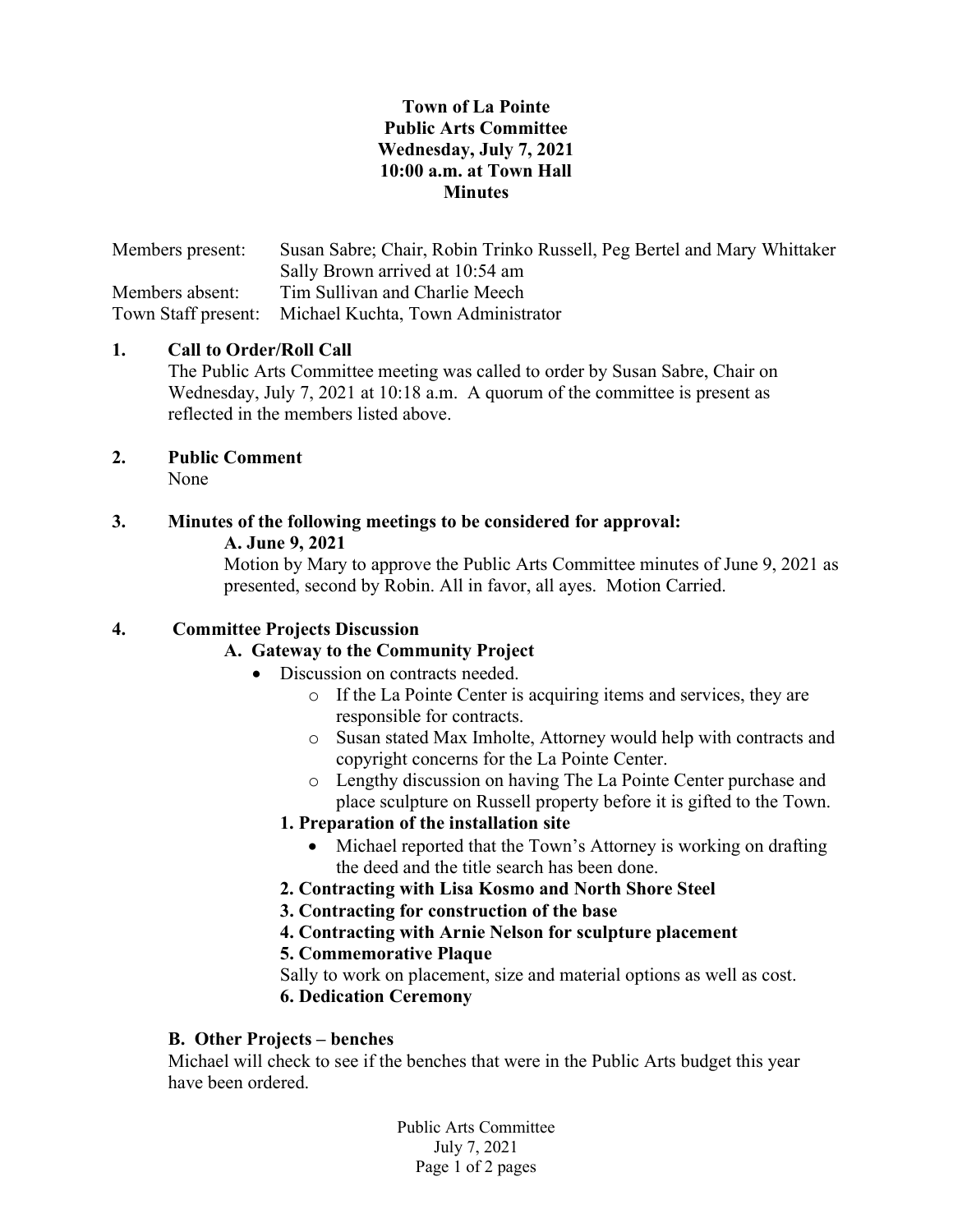# Town of La Pointe
## Public Arts Committee
## Wednesday, July 7, 2021
## 10:00 a.m. at Town Hall
## Minutes

| | |
|---|---|
| Members present: | Susan Sabre; Chair, Robin Trinko Russell, Peg Bertel and Mary Whittaker<br>Sally Brown arrived at 10:54 am |
| Members absent: | Tim Sullivan and Charlie Meech |
| Town Staff present: | Michael Kuchta, Town Administrator |

**1. Call to Order/Roll Call**

The Public Arts Committee meeting was called to order by Susan Sabre, Chair on Wednesday, July 7, 2021 at 10:18 a.m. A quorum of the committee is present as reflected in the members listed above.

**2. Public Comment**

None

**3. Minutes of the following meetings to be considered for approval:**

**A. June 9, 2021**

Motion by Mary to approve the Public Arts Committee minutes of June 9, 2021 as presented, second by Robin. All in favor, all ayes. Motion Carried.

**4. Committee Projects Discussion**

**A. Gateway to the Community Project**

- Discussion on contracts needed.
  - If the La Pointe Center is acquiring items and services, they are responsible for contracts.
  - Susan stated Max Imholte, Attorney would help with contracts and copyright concerns for the La Pointe Center.
  - Lengthy discussion on having The La Pointe Center purchase and place sculpture on Russell property before it is gifted to the Town.

**1. Preparation of the installation site**

- Michael reported that the Town's Attorney is working on drafting the deed and the title search has been done.

**2. Contracting with Lisa Kosmo and North Shore Steel**

**3. Contracting for construction of the base**

**4. Contracting with Arnie Nelson for sculpture placement**

**5. Commemorative Plaque**

Sally to work on placement, size and material options as well as cost.

**6. Dedication Ceremony**

**B. Other Projects – benches**

Michael will check to see if the benches that were in the Public Arts budget this year have been ordered.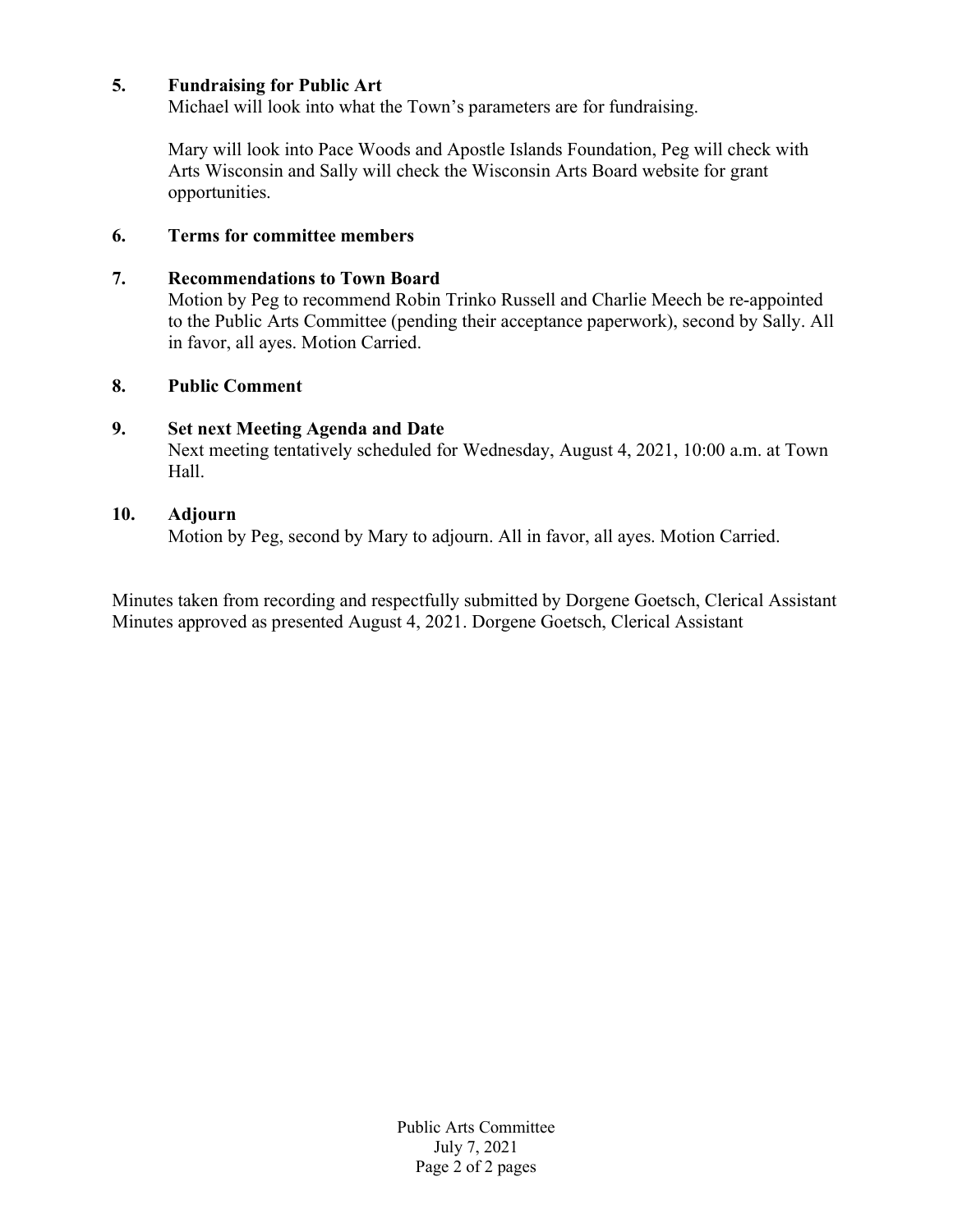**5. Fundraising for Public Art**

Michael will look into what the Town's parameters are for fundraising.

Mary will look into Pace Woods and Apostle Islands Foundation, Peg will check with Arts Wisconsin and Sally will check the Wisconsin Arts Board website for grant opportunities.

**6. Terms for committee members**

**7. Recommendations to Town Board**

Motion by Peg to recommend Robin Trinko Russell and Charlie Meech be re-appointed to the Public Arts Committee (pending their acceptance paperwork), second by Sally. All in favor, all ayes. Motion Carried.

**8. Public Comment**

**9. Set next Meeting Agenda and Date**

Next meeting tentatively scheduled for Wednesday, August 4, 2021, 10:00 a.m. at Town Hall.

**10. Adjourn**

Motion by Peg, second by Mary to adjourn. All in favor, all ayes. Motion Carried.

Minutes taken from recording and respectfully submitted by Dorgene Goetsch, Clerical Assistant
Minutes approved as presented August 4, 2021. Dorgene Goetsch, Clerical Assistant